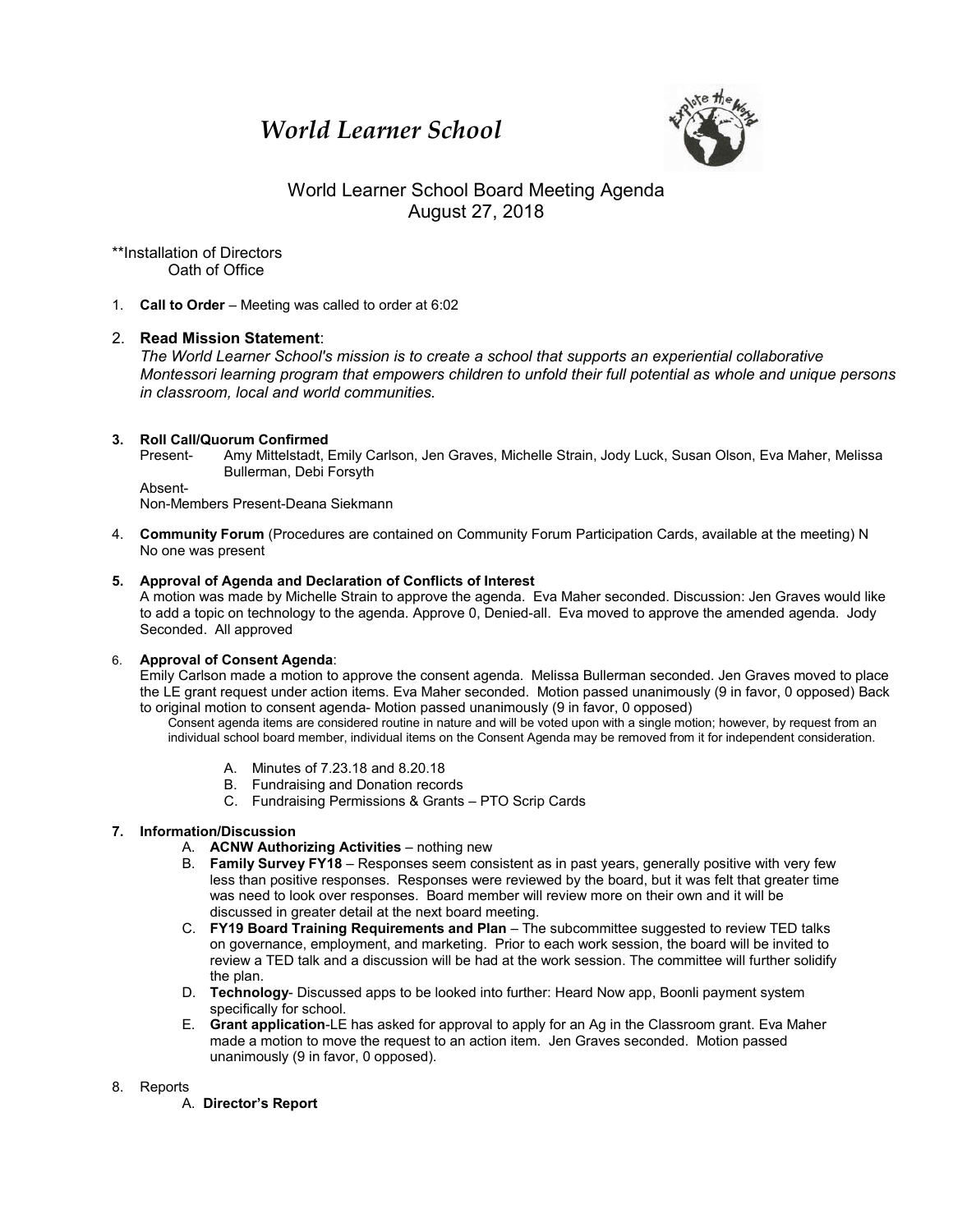# *World Learner School*

## World Learner School Board Meeting Agenda
## August 27, 2018

**Installation of Directors
Oath of Office

1. **Call to Order** – Meeting was called to order at 6:02

2. **Read Mission Statement**:
*The World Learner School's mission is to create a school that supports an experiential collaborative Montessori learning program that empowers children to unfold their full potential as whole and unique persons in classroom, local and world communities.*

3. **Roll Call/Quorum Confirmed**
Present- Amy Mittelstadt, Emily Carlson, Jen Graves, Michelle Strain, Jody Luck, Susan Olson, Eva Maher, Melissa Bullerman, Debi Forsyth
Absent-
Non-Members Present-Deana Siekmann

4. **Community Forum** (Procedures are contained on Community Forum Participation Cards, available at the meeting) N
No one was present

5. **Approval of Agenda and Declaration of Conflicts of Interest**
A motion was made by Michelle Strain to approve the agenda. Eva Maher seconded. Discussion: Jen Graves would like to add a topic on technology to the agenda. Approve 0, Denied-all. Eva moved to approve the amended agenda. Jody Seconded. All approved

6. **Approval of Consent Agenda**:
Emily Carlson made a motion to approve the consent agenda. Melissa Bullerman seconded. Jen Graves moved to place the LE grant request under action items. Eva Maher seconded. Motion passed unanimously (9 in favor, 0 opposed) Back to original motion to consent agenda- Motion passed unanimously (9 in favor, 0 opposed)
Consent agenda items are considered routine in nature and will be voted upon with a single motion; however, by request from an individual school board member, individual items on the Consent Agenda may be removed from it for independent consideration.
   A. Minutes of 7.23.18 and 8.20.18
   B. Fundraising and Donation records
   C. Fundraising Permissions & Grants – PTO Scrip Cards

7. **Information/Discussion**
   A. **ACNW Authorizing Activities** – nothing new
   B. **Family Survey FY18** – Responses seem consistent as in past years, generally positive with very few less than positive responses. Responses were reviewed by the board, but it was felt that greater time was need to look over responses. Board member will review more on their own and it will be discussed in greater detail at the next board meeting.
   C. **FY19 Board Training Requirements and Plan** – The subcommittee suggested to review TED talks on governance, employment, and marketing. Prior to each work session, the board will be invited to review a TED talk and a discussion will be had at the work session. The committee will further solidify the plan.
   D. **Technology**- Discussed apps to be looked into further: Heard Now app, Boonli payment system specifically for school.
   E. **Grant application**-LE has asked for approval to apply for an Ag in the Classroom grant. Eva Maher made a motion to move the request to an action item. Jen Graves seconded. Motion passed unanimously (9 in favor, 0 opposed).

8. Reports
   A. **Director's Report**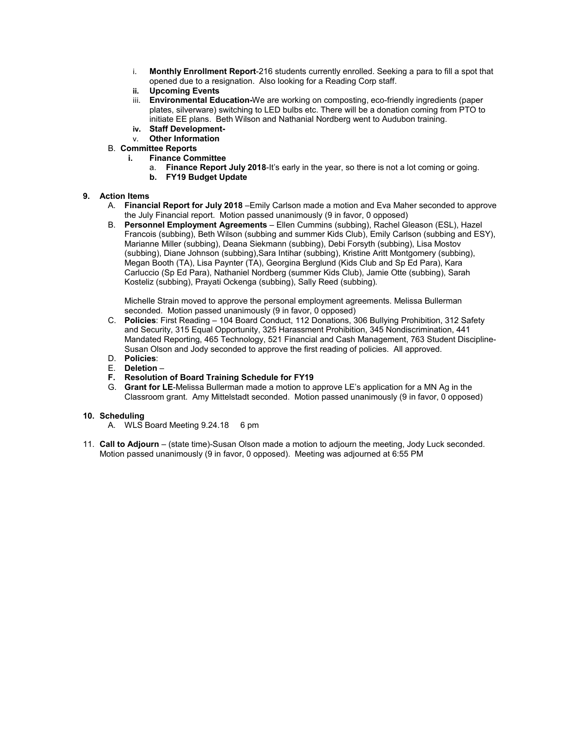i. **Monthly Enrollment Report**-216 students currently enrolled. Seeking a para to fill a spot that opened due to a resignation. Also looking for a Reading Corp staff.
   ii. **Upcoming Events**
   iii. **Environmental Education-**We are working on composting, eco-friendly ingredients (paper plates, silverware) switching to LED bulbs etc. There will be a donation coming from PTO to initiate EE plans. Beth Wilson and Nathanial Nordberg went to Audubon training.
   iv. **Staff Development-**
   v. **Other Information**

B. **Committee Reports**
   i. **Finance Committee**
      a. **Finance Report July 2018**-It's early in the year, so there is not a lot coming or going.
      b. **FY19 Budget Update**

**9. Action Items**

A. **Financial Report for July 2018** –Emily Carlson made a motion and Eva Maher seconded to approve the July Financial report. Motion passed unanimously (9 in favor, 0 opposed)

B. **Personnel Employment Agreements** – Ellen Cummins (subbing), Rachel Gleason (ESL), Hazel Francois (subbing), Beth Wilson (subbing and summer Kids Club), Emily Carlson (subbing and ESY), Marianne Miller (subbing), Deana Siekmann (subbing), Debi Forsyth (subbing), Lisa Mostov (subbing), Diane Johnson (subbing),Sara Intihar (subbing), Kristine Aritt Montgomery (subbing), Megan Booth (TA), Lisa Paynter (TA), Georgina Berglund (Kids Club and Sp Ed Para), Kara Carluccio (Sp Ed Para), Nathaniel Nordberg (summer Kids Club), Jamie Otte (subbing), Sarah Kosteliz (subbing), Prayati Ockenga (subbing), Sally Reed (subbing).

   Michelle Strain moved to approve the personal employment agreements. Melissa Bullerman seconded. Motion passed unanimously (9 in favor, 0 opposed)

C. **Policies**: First Reading – 104 Board Conduct, 112 Donations, 306 Bullying Prohibition, 312 Safety and Security, 315 Equal Opportunity, 325 Harassment Prohibition, 345 Nondiscrimination, 441 Mandated Reporting, 465 Technology, 521 Financial and Cash Management, 763 Student Discipline-Susan Olson and Jody seconded to approve the first reading of policies. All approved.

D. **Policies**:

E. **Deletion** –

F. **Resolution of Board Training Schedule for FY19**

G. **Grant for LE**-Melissa Bullerman made a motion to approve LE's application for a MN Ag in the Classroom grant. Amy Mittelstadt seconded. Motion passed unanimously (9 in favor, 0 opposed)

**10. Scheduling**

A. WLS Board Meeting 9.24.18 6 pm

11. **Call to Adjourn** – (state time)-Susan Olson made a motion to adjourn the meeting, Jody Luck seconded. Motion passed unanimously (9 in favor, 0 opposed). Meeting was adjourned at 6:55 PM